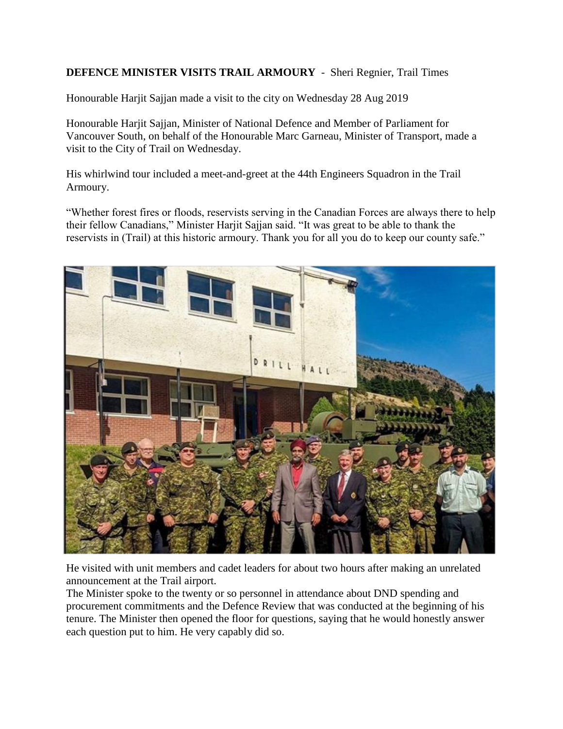**DEFENCE MINISTER VISITS TRAIL ARMOURY** - Sheri Regnier, Trail Times

Honourable Harjit Sajjan made a visit to the city on Wednesday 28 Aug 2019

Honourable Harjit Sajjan, Minister of National Defence and Member of Parliament for Vancouver South, on behalf of the Honourable Marc Garneau, Minister of Transport, made a visit to the City of Trail on Wednesday.

His whirlwind tour included a meet-and-greet at the 44th Engineers Squadron in the Trail Armoury.

"Whether forest fires or floods, reservists serving in the Canadian Forces are always there to help their fellow Canadians," Minister Harjit Sajjan said. "It was great to be able to thank the reservists in (Trail) at this historic armoury. Thank you for all you do to keep our county safe."

He visited with unit members and cadet leaders for about two hours after making an unrelated announcement at the Trail airport.

The Minister spoke to the twenty or so personnel in attendance about DND spending and procurement commitments and the Defence Review that was conducted at the beginning of his tenure. The Minister then opened the floor for questions, saying that he would honestly answer each question put to him. He very capably did so.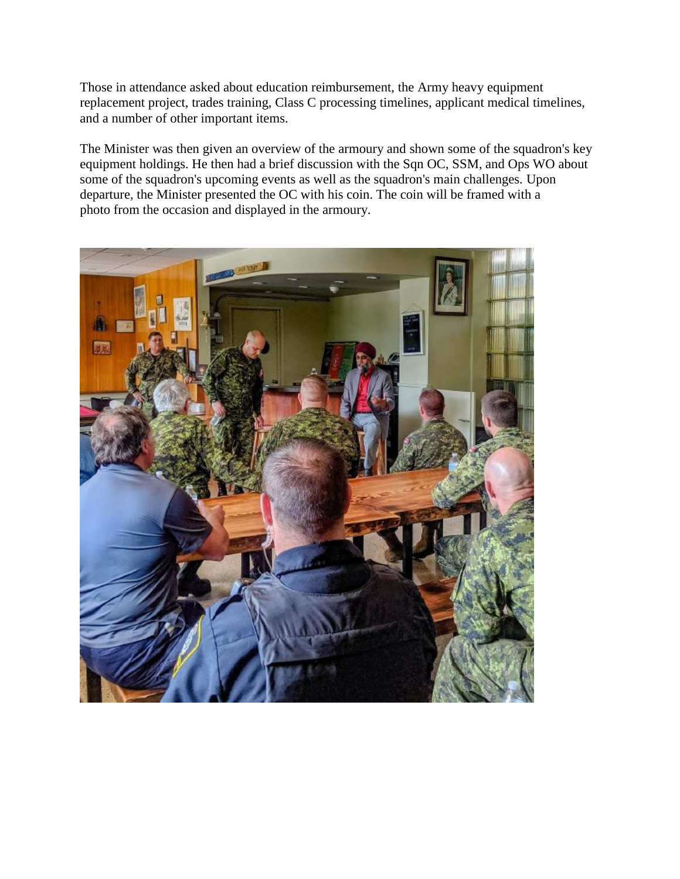Those in attendance asked about education reimbursement, the Army heavy equipment replacement project, trades training, Class C processing timelines, applicant medical timelines, and a number of other important items.

The Minister was then given an overview of the armoury and shown some of the squadron's key equipment holdings. He then had a brief discussion with the Sqn OC, SSM, and Ops WO about some of the squadron's upcoming events as well as the squadron's main challenges. Upon departure, the Minister presented the OC with his coin. The coin will be framed with a photo from the occasion and displayed in the armoury.